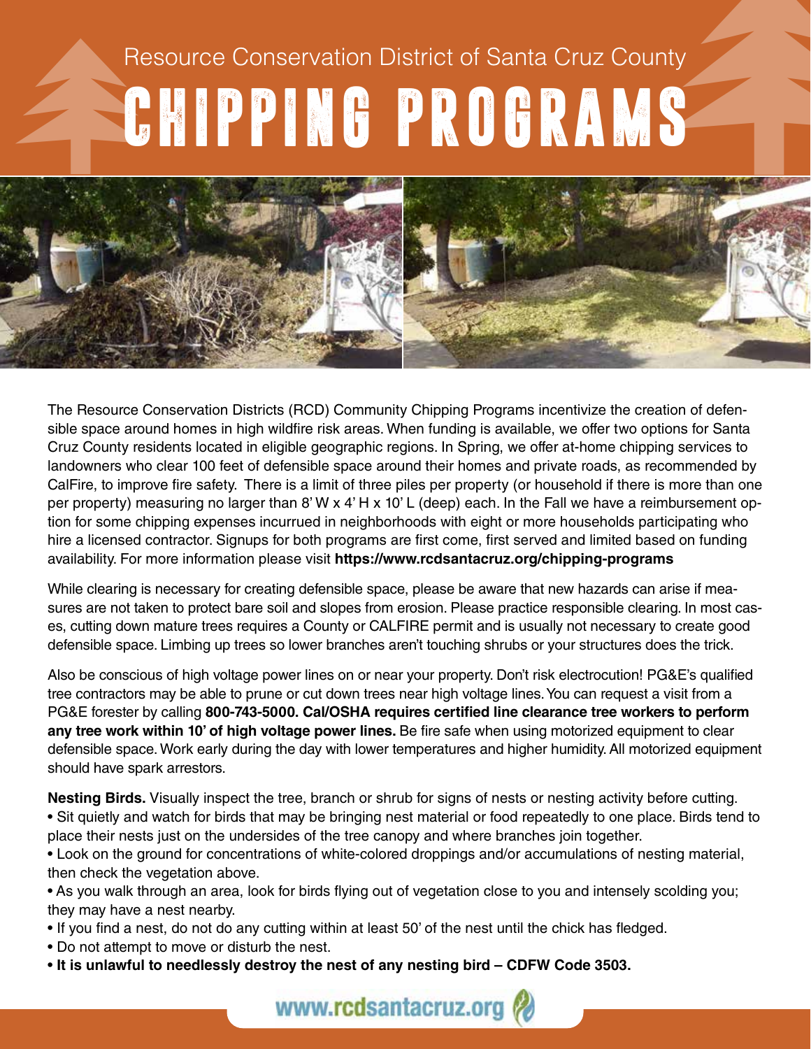Resource Conservation District of Santa Cruz County

# CHIPPING PROGRAMS

The Resource Conservation Districts (RCD) Community Chipping Programs incentivize the creation of defensible space around homes in high wildfire risk areas. When funding is available, we offer two options for Santa Cruz County residents located in eligible geographic regions. In Spring, we offer at-home chipping services to landowners who clear 100 feet of defensible space around their homes and private roads, as recommended by CalFire, to improve fire safety. There is a limit of three piles per property (or household if there is more than one per property) measuring no larger than 8' W x 4' H x 10' L (deep) each. In the Fall we have a reimbursement option for some chipping expenses incurrued in neighborhoods with eight or more households participating who hire a licensed contractor. Signups for both programs are first come, first served and limited based on funding availability. For more information please visit **https://www.rcdsantacruz.org/chipping-programs**

While clearing is necessary for creating defensible space, please be aware that new hazards can arise if measures are not taken to protect bare soil and slopes from erosion. Please practice responsible clearing. In most cases, cutting down mature trees requires a County or CALFIRE permit and is usually not necessary to create good defensible space. Limbing up trees so lower branches aren't touching shrubs or your structures does the trick.

Also be conscious of high voltage power lines on or near your property. Don't risk electrocution! PG&E's qualified tree contractors may be able to prune or cut down trees near high voltage lines. You can request a visit from a PG&E forester by calling **800-743-5000. Cal/OSHA requires certified line clearance tree workers to perform any tree work within 10' of high voltage power lines.** Be fire safe when using motorized equipment to clear defensible space. Work early during the day with lower temperatures and higher humidity. All motorized equipment should have spark arrestors.

**Nesting Birds.** Visually inspect the tree, branch or shrub for signs of nests or nesting activity before cutting.

- Sit quietly and watch for birds that may be bringing nest material or food repeatedly to one place. Birds tend to place their nests just on the undersides of the tree canopy and where branches join together.
- Look on the ground for concentrations of white-colored droppings and/or accumulations of nesting material, then check the vegetation above.
- As you walk through an area, look for birds flying out of vegetation close to you and intensely scolding you; they may have a nest nearby.
- If you find a nest, do not do any cutting within at least 50' of the nest until the chick has fledged.
- Do not attempt to move or disturb the nest.
- **It is unlawful to needlessly destroy the nest of any nesting bird – CDFW Code 3503.**

www.rcdsantacruz.org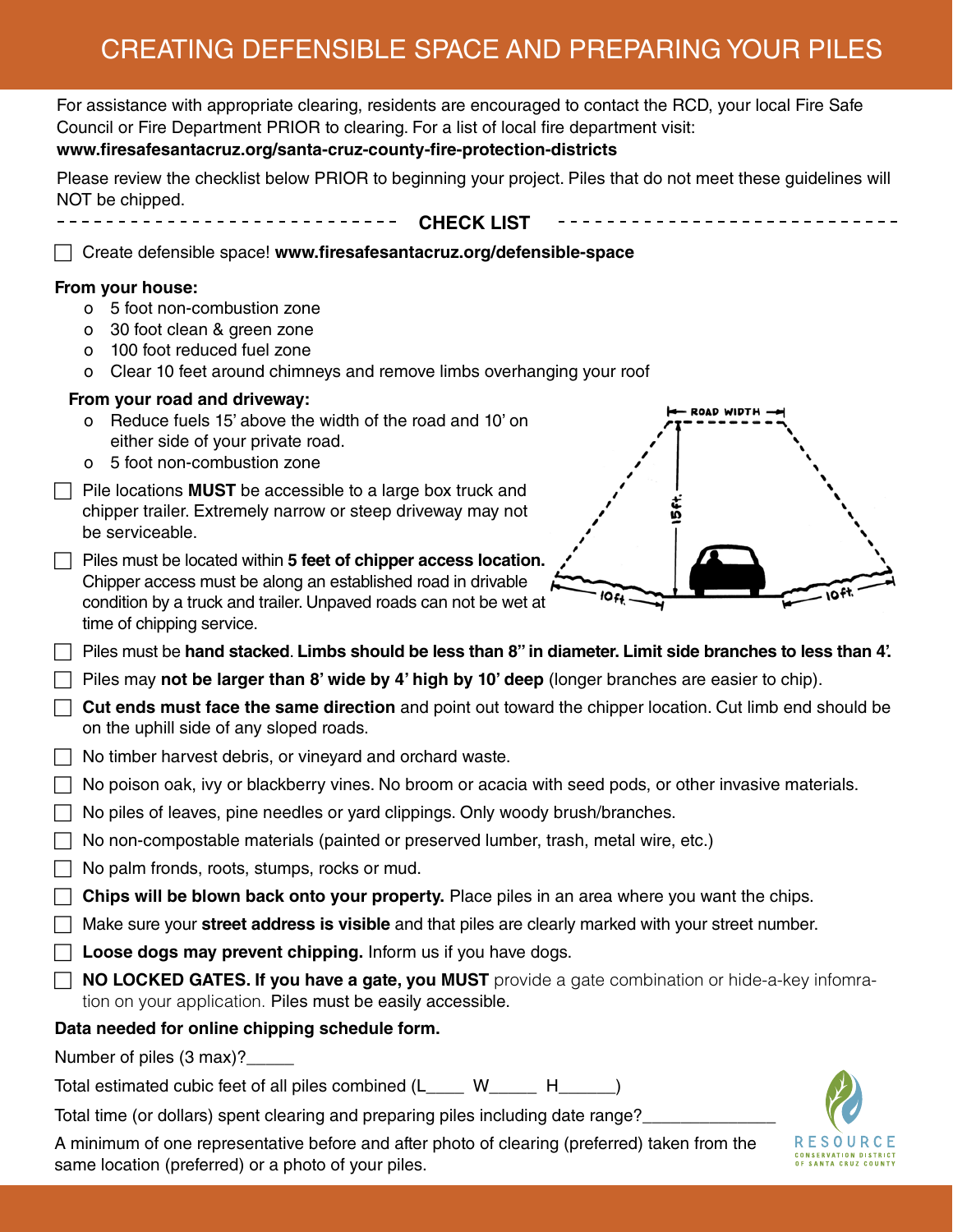# CREATING DEFENSIBLE SPACE AND PREPARING YOUR PILES

For assistance with appropriate clearing, residents are encouraged to contact the RCD, your local Fire Safe Council or Fire Department PRIOR to clearing. For a list of local fire department visit:
**www.firesafesantacruz.org/santa-cruz-county-fire-protection-districts**

Please review the checklist below PRIOR to beginning your project. Piles that do not meet these guidelines will NOT be chipped.

## CHECK LIST

- ☐ Create defensible space! **www.firesafesantacruz.org/defensible-space**

**From your house:**

- 5 foot non-combustion zone
- 30 foot clean & green zone
- 100 foot reduced fuel zone
- Clear 10 feet around chimneys and remove limbs overhanging your roof

**From your road and driveway:**

- Reduce fuels 15' above the width of the road and 10' on either side of your private road.
- 5 foot non-combustion zone

ROAD WIDTH
15ft.
10ft.
10ft.

- ☐ Pile locations **MUST** be accessible to a large box truck and chipper trailer. Extremely narrow or steep driveway may not be serviceable.
- ☐ Piles must be located within **5 feet of chipper access location.** Chipper access must be along an established road in drivable condition by a truck and trailer. Unpaved roads can not be wet at time of chipping service.
- ☐ Piles must be **hand stacked**. **Limbs should be less than 8" in diameter. Limit side branches to less than 4'.**
- ☐ Piles may **not be larger than 8' wide by 4' high by 10' deep** (longer branches are easier to chip).
- ☐ **Cut ends must face the same direction** and point out toward the chipper location. Cut limb end should be on the uphill side of any sloped roads.
- ☐ No timber harvest debris, or vineyard and orchard waste.
- ☐ No poison oak, ivy or blackberry vines. No broom or acacia with seed pods, or other invasive materials.
- ☐ No piles of leaves, pine needles or yard clippings. Only woody brush/branches.
- ☐ No non-compostable materials (painted or preserved lumber, trash, metal wire, etc.)
- ☐ No palm fronds, roots, stumps, rocks or mud.
- ☐ **Chips will be blown back onto your property.** Place piles in an area where you want the chips.
- ☐ Make sure your **street address is visible** and that piles are clearly marked with your street number.
- ☐ **Loose dogs may prevent chipping.** Inform us if you have dogs.
- ☐ **NO LOCKED GATES. If you have a gate, you MUST** provide a gate combination or hide-a-key infomration on your application. Piles must be easily accessible.

**Data needed for online chipping schedule form.**

Number of piles (3 max)?_____

Total estimated cubic feet of all piles combined (L____ W_____ H______)

Total time (or dollars) spent clearing and preparing piles including date range?______________

A minimum of one representative before and after photo of clearing (preferred) taken from the same location (preferred) or a photo of your piles.

RESOURCE CONSERVATION DISTRICT OF SANTA CRUZ COUNTY